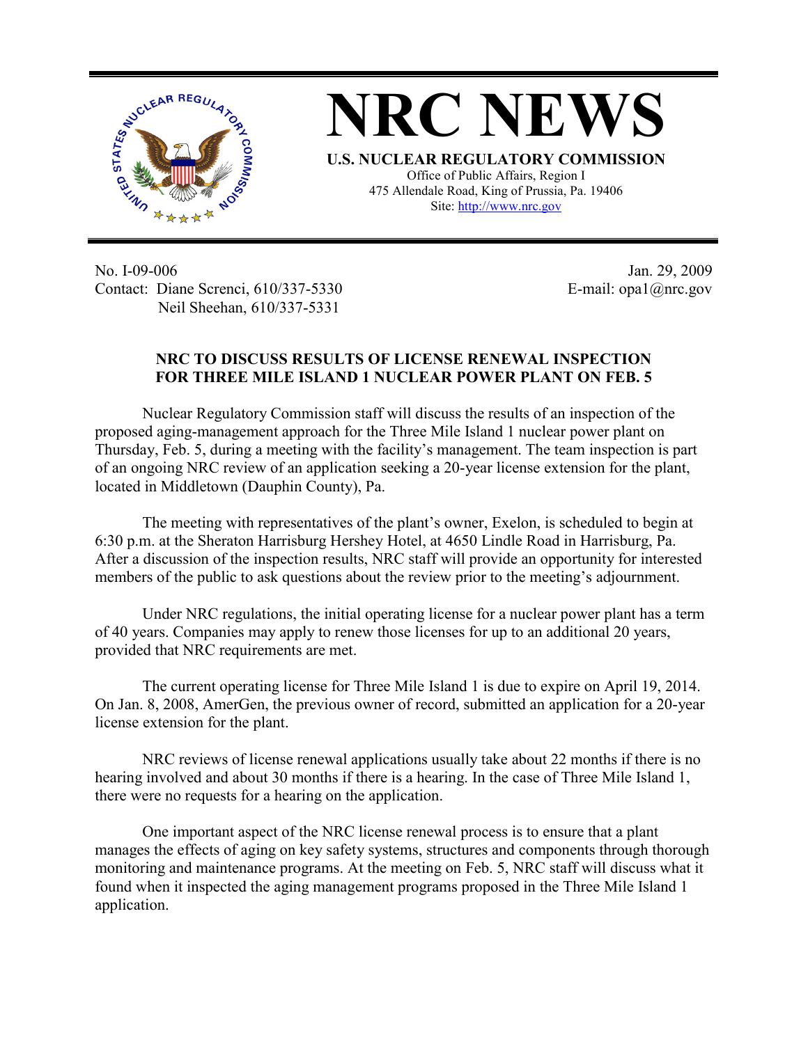# NRC NEWS

**U.S. NUCLEAR REGULATORY COMMISSION**

Office of Public Affairs, Region I
475 Allendale Road, King of Prussia, Pa. 19406
Site: http://www.nrc.gov

No. I-09-006
Contact: Diane Screnci, 610/337-5330
Neil Sheehan, 610/337-5331

Jan. 29, 2009
E-mail: opa1@nrc.gov

## NRC TO DISCUSS RESULTS OF LICENSE RENEWAL INSPECTION FOR THREE MILE ISLAND 1 NUCLEAR POWER PLANT ON FEB. 5

Nuclear Regulatory Commission staff will discuss the results of an inspection of the proposed aging-management approach for the Three Mile Island 1 nuclear power plant on Thursday, Feb. 5, during a meeting with the facility's management. The team inspection is part of an ongoing NRC review of an application seeking a 20-year license extension for the plant, located in Middletown (Dauphin County), Pa.

The meeting with representatives of the plant's owner, Exelon, is scheduled to begin at 6:30 p.m. at the Sheraton Harrisburg Hershey Hotel, at 4650 Lindle Road in Harrisburg, Pa. After a discussion of the inspection results, NRC staff will provide an opportunity for interested members of the public to ask questions about the review prior to the meeting's adjournment.

Under NRC regulations, the initial operating license for a nuclear power plant has a term of 40 years. Companies may apply to renew those licenses for up to an additional 20 years, provided that NRC requirements are met.

The current operating license for Three Mile Island 1 is due to expire on April 19, 2014. On Jan. 8, 2008, AmerGen, the previous owner of record, submitted an application for a 20-year license extension for the plant.

NRC reviews of license renewal applications usually take about 22 months if there is no hearing involved and about 30 months if there is a hearing. In the case of Three Mile Island 1, there were no requests for a hearing on the application.

One important aspect of the NRC license renewal process is to ensure that a plant manages the effects of aging on key safety systems, structures and components through thorough monitoring and maintenance programs. At the meeting on Feb. 5, NRC staff will discuss what it found when it inspected the aging management programs proposed in the Three Mile Island 1 application.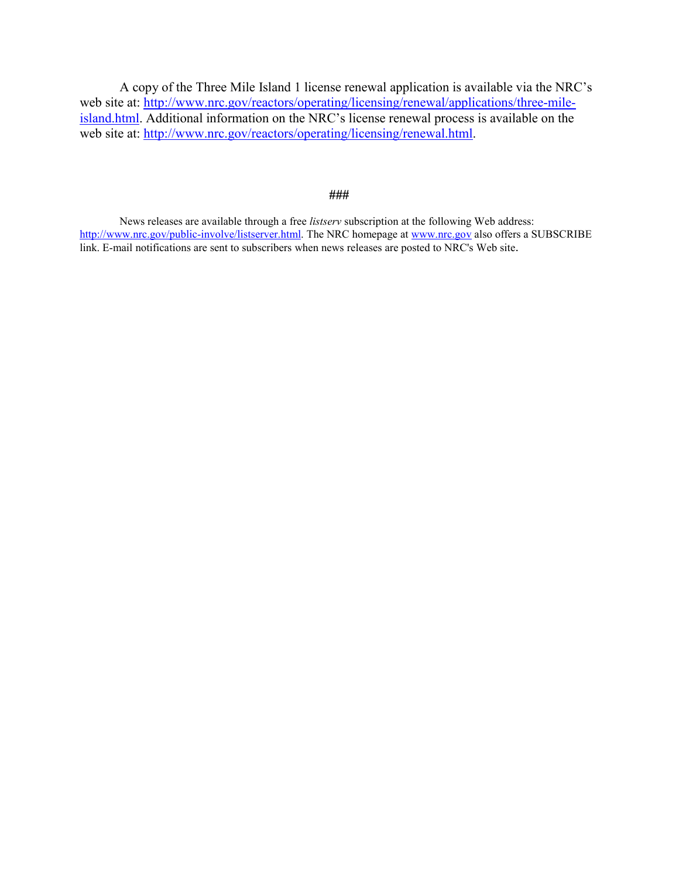A copy of the Three Mile Island 1 license renewal application is available via the NRC's web site at: http://www.nrc.gov/reactors/operating/licensing/renewal/applications/three-mile-island.html. Additional information on the NRC's license renewal process is available on the web site at: http://www.nrc.gov/reactors/operating/licensing/renewal.html.

###

News releases are available through a free *listserv* subscription at the following Web address: http://www.nrc.gov/public-involve/listserver.html. The NRC homepage at www.nrc.gov also offers a SUBSCRIBE link. E-mail notifications are sent to subscribers when news releases are posted to NRC's Web site.